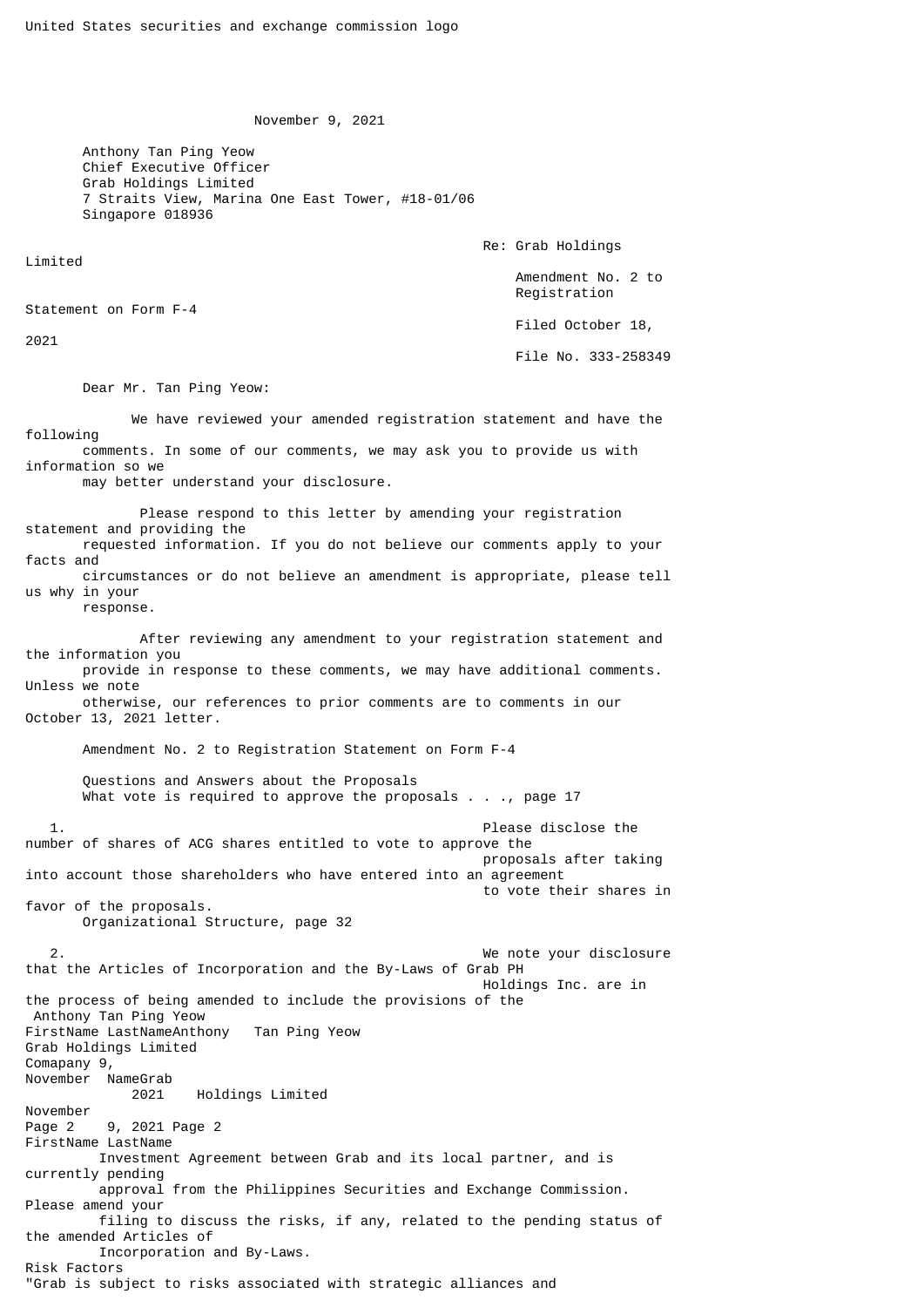United States securities and exchange commission logo

November 9, 2021

Anthony Tan Ping Yeow
Chief Executive Officer
Grab Holdings Limited
7 Straits View, Marina One East Tower, #18-01/06
Singapore 018936

Re: Grab Holdings Limited
Amendment No. 2 to Registration Statement on Form F-4
Filed October 18, 2021
File No. 333-258349

Dear Mr. Tan Ping Yeow:

We have reviewed your amended registration statement and have the following comments. In some of our comments, we may ask you to provide us with information so we may better understand your disclosure.

Please respond to this letter by amending your registration statement and providing the requested information. If you do not believe our comments apply to your facts and circumstances or do not believe an amendment is appropriate, please tell us why in your response.

After reviewing any amendment to your registration statement and the information you provide in response to these comments, we may have additional comments. Unless we note otherwise, our references to prior comments are to comments in our October 13, 2021 letter.

Amendment No. 2 to Registration Statement on Form F-4

Questions and Answers about the Proposals
What vote is required to approve the proposals . . ., page 17

1. Please disclose the number of shares of ACG shares entitled to vote to approve the proposals after taking into account those shareholders who have entered into an agreement to vote their shares in favor of the proposals.

Organizational Structure, page 32

2. We note your disclosure that the Articles of Incorporation and the By-Laws of Grab PH Holdings Inc. are in the process of being amended to include the provisions of the Investment Agreement between Grab and its local partner, and is currently pending approval from the Philippines Securities and Exchange Commission. Please amend your filing to discuss the risks, if any, related to the pending status of the amended Articles of Incorporation and By-Laws.

Risk Factors
"Grab is subject to risks associated with strategic alliances and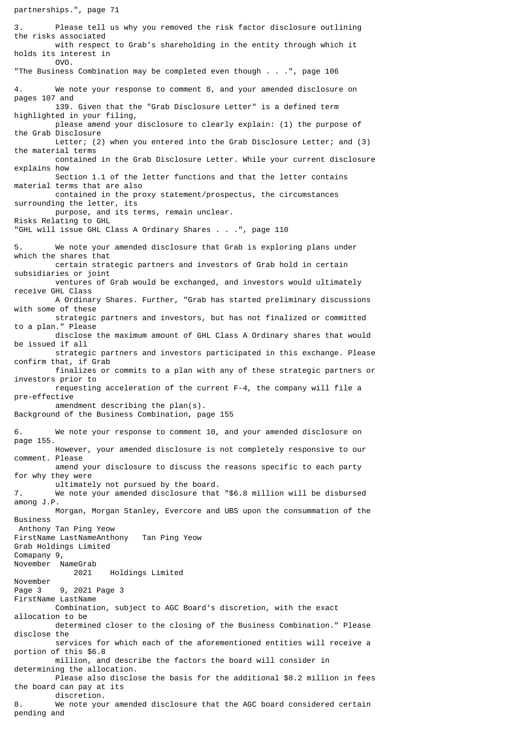partnerships.", page 71

3. Please tell us why you removed the risk factor disclosure outlining the risks associated with respect to Grab's shareholding in the entity through which it holds its interest in OVO.

"The Business Combination may be completed even though . . .", page 106

4. We note your response to comment 8, and your amended disclosure on pages 107 and 139. Given that the "Grab Disclosure Letter" is a defined term highlighted in your filing, please amend your disclosure to clearly explain: (1) the purpose of the Grab Disclosure Letter; (2) when you entered into the Grab Disclosure Letter; and (3) the material terms contained in the Grab Disclosure Letter. While your current disclosure explains how Section 1.1 of the letter functions and that the letter contains material terms that are also contained in the proxy statement/prospectus, the circumstances surrounding the letter, its purpose, and its terms, remain unclear.

Risks Relating to GHL

"GHL will issue GHL Class A Ordinary Shares . . .", page 110

5. We note your amended disclosure that Grab is exploring plans under which the shares that certain strategic partners and investors of Grab hold in certain subsidiaries or joint ventures of Grab would be exchanged, and investors would ultimately receive GHL Class A Ordinary Shares. Further, "Grab has started preliminary discussions with some of these strategic partners and investors, but has not finalized or committed to a plan." Please disclose the maximum amount of GHL Class A Ordinary shares that would be issued if all strategic partners and investors participated in this exchange. Please confirm that, if Grab finalizes or commits to a plan with any of these strategic partners or investors prior to requesting acceleration of the current F-4, the company will file a pre-effective amendment describing the plan(s).

Background of the Business Combination, page 155

6. We note your response to comment 10, and your amended disclosure on page 155. However, your amended disclosure is not completely responsive to our comment. Please amend your disclosure to discuss the reasons specific to each party for why they were ultimately not pursued by the board.

7. We note your amended disclosure that "$6.8 million will be disbursed among J.P. Morgan, Morgan Stanley, Evercore and UBS upon the consummation of the Business Combination, subject to AGC Board's discretion, with the exact allocation to be determined closer to the closing of the Business Combination." Please disclose the services for which each of the aforementioned entities will receive a portion of this $6.8 million, and describe the factors the board will consider in determining the allocation. Please also disclose the basis for the additional $8.2 million in fees the board can pay at its discretion.

8. We note your amended disclosure that the AGC board considered certain pending and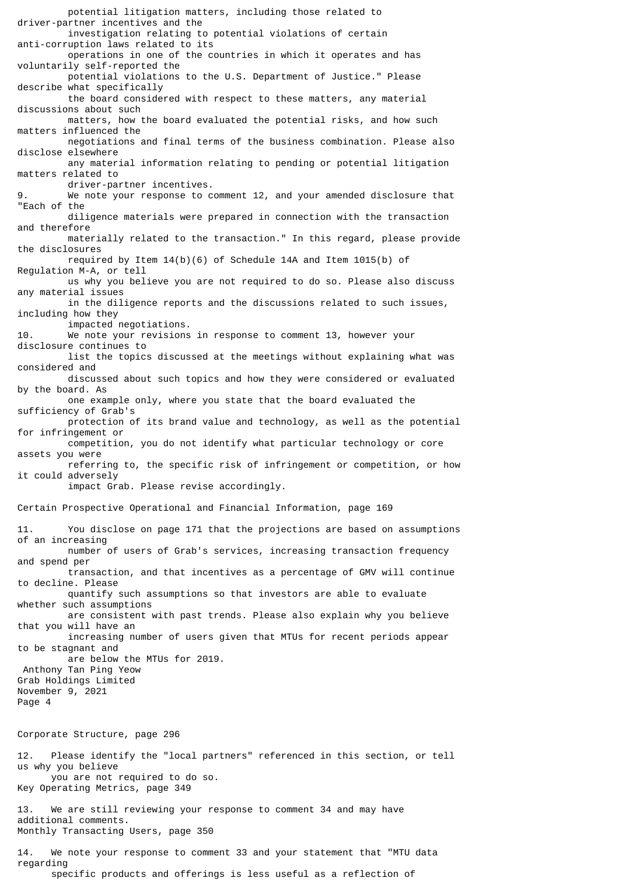potential litigation matters, including those related to driver-partner incentives and the investigation relating to potential violations of certain anti-corruption laws related to its operations in one of the countries in which it operates and has voluntarily self-reported the potential violations to the U.S. Department of Justice." Please describe what specifically the board considered with respect to these matters, any material discussions about such matters, how the board evaluated the potential risks, and how such matters influenced the negotiations and final terms of the business combination. Please also disclose elsewhere any material information relating to pending or potential litigation matters related to driver-partner incentives.

9. We note your response to comment 12, and your amended disclosure that "Each of the diligence materials were prepared in connection with the transaction and therefore materially related to the transaction." In this regard, please provide the disclosures required by Item 14(b)(6) of Schedule 14A and Item 1015(b) of Regulation M-A, or tell us why you believe you are not required to do so. Please also discuss any material issues in the diligence reports and the discussions related to such issues, including how they impacted negotiations.

10. We note your revisions in response to comment 13, however your disclosure continues to list the topics discussed at the meetings without explaining what was considered and discussed about such topics and how they were considered or evaluated by the board. As one example only, where you state that the board evaluated the sufficiency of Grab's protection of its brand value and technology, as well as the potential for infringement or competition, you do not identify what particular technology or core assets you were referring to, the specific risk of infringement or competition, or how it could adversely impact Grab. Please revise accordingly.

Certain Prospective Operational and Financial Information, page 169

11. You disclose on page 171 that the projections are based on assumptions of an increasing number of users of Grab's services, increasing transaction frequency and spend per transaction, and that incentives as a percentage of GMV will continue to decline. Please quantify such assumptions so that investors are able to evaluate whether such assumptions are consistent with past trends. Please also explain why you believe that you will have an increasing number of users given that MTUs for recent periods appear to be stagnant and are below the MTUs for 2019.

Anthony Tan Ping Yeow
Grab Holdings Limited
November 9, 2021

Corporate Structure, page 296

12. Please identify the "local partners" referenced in this section, or tell us why you believe you are not required to do so.

Key Operating Metrics, page 349

13. We are still reviewing your response to comment 34 and may have additional comments.

Monthly Transacting Users, page 350

14. We note your response to comment 33 and your statement that "MTU data regarding specific products and offerings is less useful as a reflection of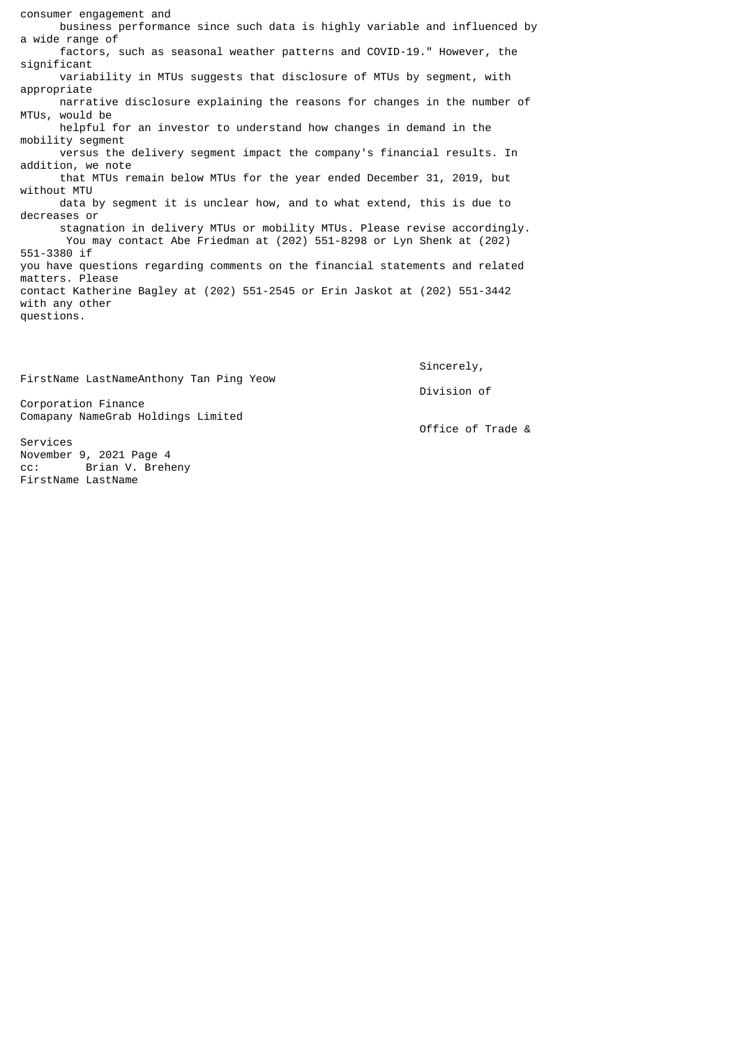consumer engagement and business performance since such data is highly variable and influenced by a wide range of factors, such as seasonal weather patterns and COVID-19." However, the significant variability in MTUs suggests that disclosure of MTUs by segment, with appropriate narrative disclosure explaining the reasons for changes in the number of MTUs, would be helpful for an investor to understand how changes in demand in the mobility segment versus the delivery segment impact the company's financial results. In addition, we note that MTUs remain below MTUs for the year ended December 31, 2019, but without MTU data by segment it is unclear how, and to what extend, this is due to decreases or stagnation in delivery MTUs or mobility MTUs. Please revise accordingly.

You may contact Abe Friedman at (202) 551-8298 or Lyn Shenk at (202) 551-3380 if you have questions regarding comments on the financial statements and related matters. Please contact Katherine Bagley at (202) 551-2545 or Erin Jaskot at (202) 551-3442 with any other questions.

Sincerely,

Division of Corporation Finance

Office of Trade & Services

FirstName LastNameAnthony Tan Ping Yeow

Comapany NameGrab Holdings Limited

November 9, 2021 Page 4

cc: Brian V. Breheny

FirstName LastName